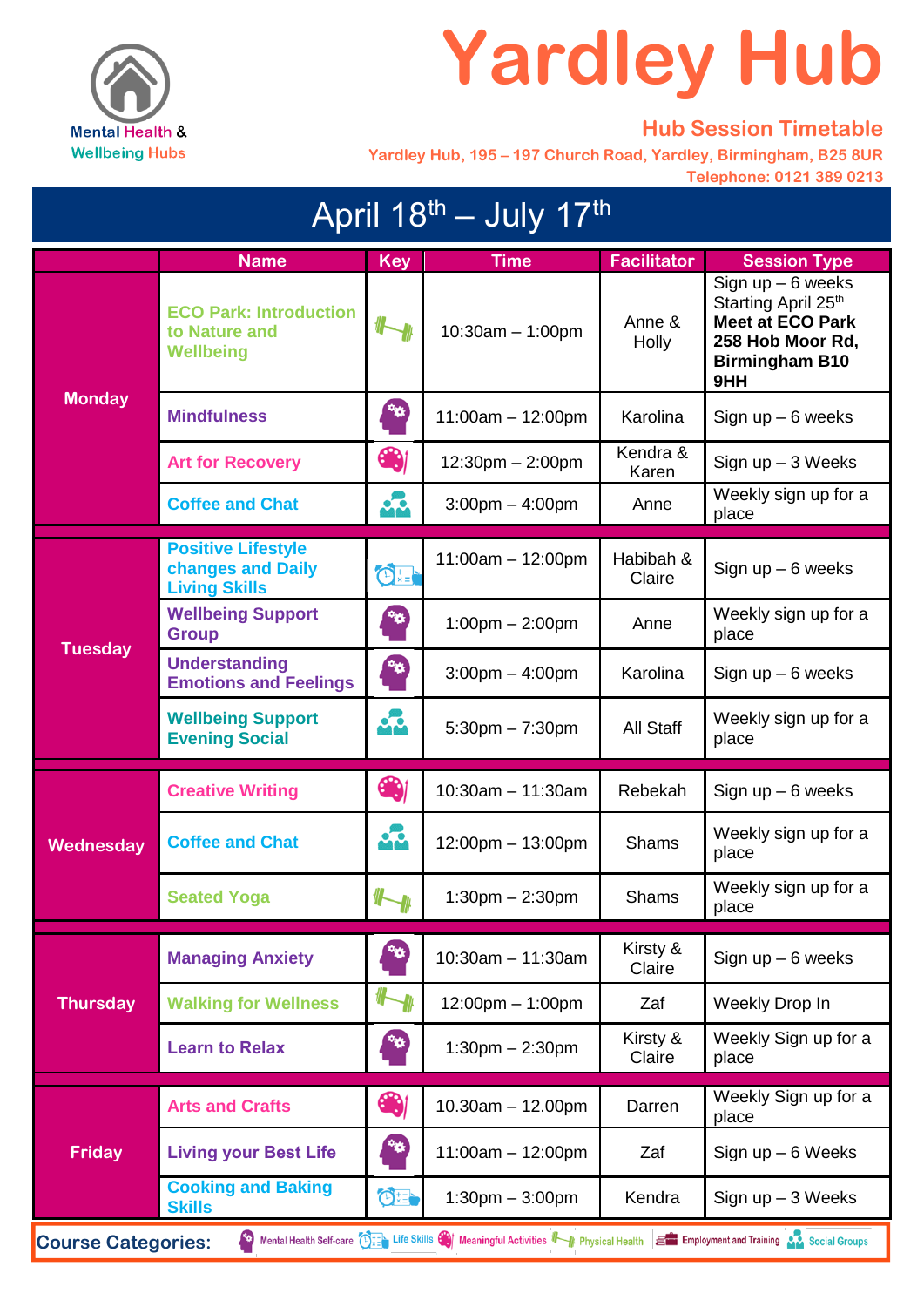Mental Health & Wellbeing Hubs

# Yardley Hub

## Hub Session Timetable

Yardley Hub, 195 – 197 Church Road, Yardley, Birmingham, B25 8UR

Telephone: 0121 389 0213

## April 18th – July 17th

| | Name | Key | Time | Facilitator | Session Type |
|---|---|---|---|---|---|
| Monday | ECO Park: Introduction to Nature and Wellbeing | Physical Health | 10:30am – 1:00pm | Anne & Holly | Sign up – 6 weeks Starting April 25th **Meet at ECO Park 258 Hob Moor Rd, Birmingham B10 9HH** |
| | Mindfulness | Mental Health Self-care | 11:00am – 12:00pm | Karolina | Sign up – 6 weeks |
| | Art for Recovery | Meaningful Activities | 12:30pm – 2:00pm | Kendra & Karen | Sign up – 3 Weeks |
| | Coffee and Chat | Social Groups | 3:00pm – 4:00pm | Anne | Weekly sign up for a place |
| Tuesday | Positive Lifestyle changes and Daily Living Skills | Life Skills | 11:00am – 12:00pm | Habibah & Claire | Sign up – 6 weeks |
| | Wellbeing Support Group | Mental Health Self-care | 1:00pm – 2:00pm | Anne | Weekly sign up for a place |
| | Understanding Emotions and Feelings | Mental Health Self-care | 3:00pm – 4:00pm | Karolina | Sign up – 6 weeks |
| | Wellbeing Support Evening Social | Social Groups | 5:30pm – 7:30pm | All Staff | Weekly sign up for a place |
| Wednesday | Creative Writing | Meaningful Activities | 10:30am – 11:30am | Rebekah | Sign up – 6 weeks |
| | Coffee and Chat | Social Groups | 12:00pm – 13:00pm | Shams | Weekly sign up for a place |
| | Seated Yoga | Physical Health | 1:30pm – 2:30pm | Shams | Weekly sign up for a place |
| Thursday | Managing Anxiety | Mental Health Self-care | 10:30am – 11:30am | Kirsty & Claire | Sign up – 6 weeks |
| | Walking for Wellness | Physical Health | 12:00pm – 1:00pm | Zaf | Weekly Drop In |
| | Learn to Relax | Mental Health Self-care | 1:30pm – 2:30pm | Kirsty & Claire | Weekly Sign up for a place |
| Friday | Arts and Crafts | Meaningful Activities | 10.30am – 12.00pm | Darren | Weekly Sign up for a place |
| | Living your Best Life | Mental Health Self-care | 11:00am – 12:00pm | Zaf | Sign up – 6 Weeks |
| | Cooking and Baking Skills | Life Skills | 1:30pm – 3:00pm | Kendra | Sign up – 3 Weeks |

**Course Categories:** Mental Health Self-care, Life Skills, Meaningful Activities, Physical Health, Employment and Training, Social Groups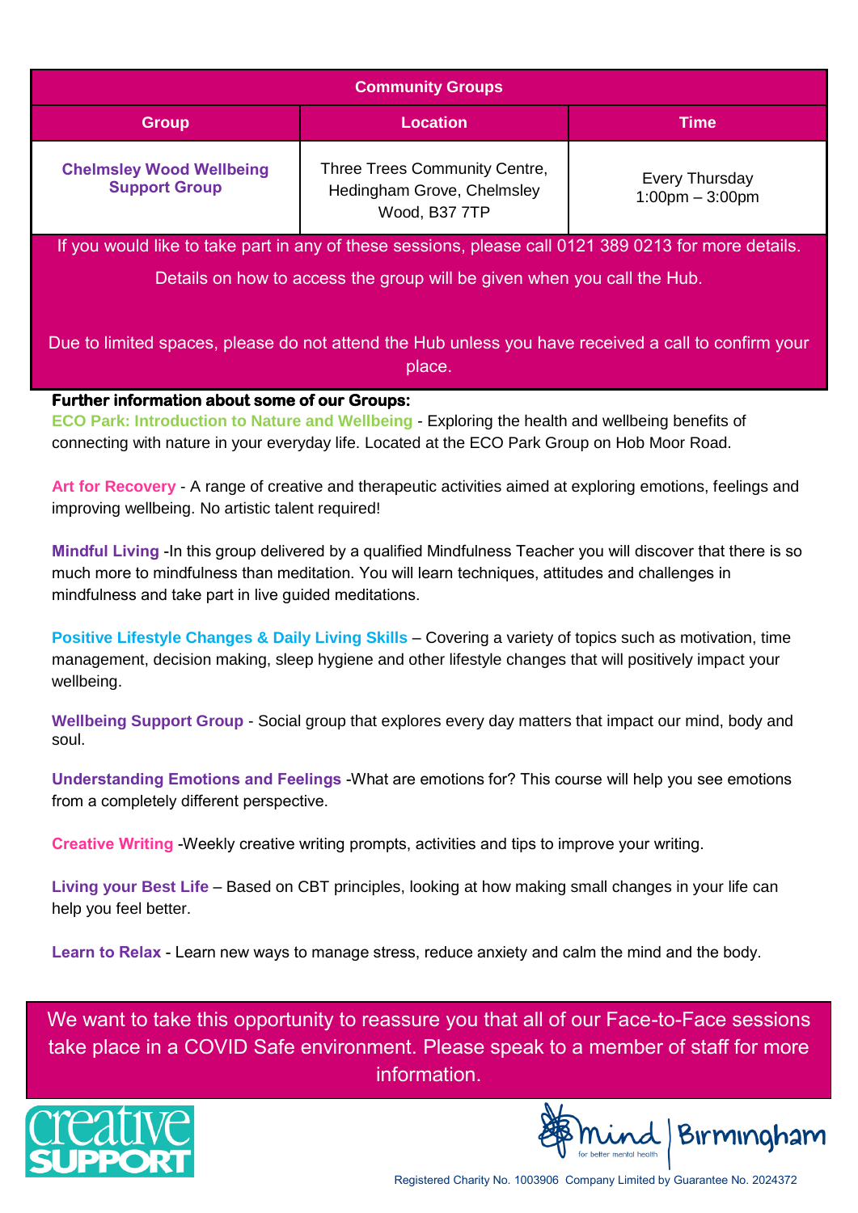| Community Groups | | |
|---|---|---|
| **Group** | **Location** | **Time** |
| **Chelmsley Wood Wellbeing Support Group** | Three Trees Community Centre, Hedingham Grove, Chelmsley Wood, B37 7TP | Every Thursday 1:00pm – 3:00pm |

If you would like to take part in any of these sessions, please call 0121 389 0213 for more details.

Details on how to access the group will be given when you call the Hub.

Due to limited spaces, please do not attend the Hub unless you have received a call to confirm your place.

**Further information about some of our Groups:**

**ECO Park: Introduction to Nature and Wellbeing** - Exploring the health and wellbeing benefits of connecting with nature in your everyday life. Located at the ECO Park Group on Hob Moor Road.

**Art for Recovery** - A range of creative and therapeutic activities aimed at exploring emotions, feelings and improving wellbeing. No artistic talent required!

**Mindful Living** -In this group delivered by a qualified Mindfulness Teacher you will discover that there is so much more to mindfulness than meditation. You will learn techniques, attitudes and challenges in mindfulness and take part in live guided meditations.

**Positive Lifestyle Changes & Daily Living Skills** – Covering a variety of topics such as motivation, time management, decision making, sleep hygiene and other lifestyle changes that will positively impact your wellbeing.

**Wellbeing Support Group** - Social group that explores every day matters that impact our mind, body and soul.

**Understanding Emotions and Feelings** -What are emotions for? This course will help you see emotions from a completely different perspective.

**Creative Writing** -Weekly creative writing prompts, activities and tips to improve your writing.

**Living your Best Life** – Based on CBT principles, looking at how making small changes in your life can help you feel better.

**Learn to Relax** - Learn new ways to manage stress, reduce anxiety and calm the mind and the body.

We want to take this opportunity to reassure you that all of our Face-to-Face sessions take place in a COVID Safe environment. Please speak to a member of staff for more information.

creative SUPPORT

mind for better mental health | Birmingham

Registered Charity No. 1003906 Company Limited by Guarantee No. 2024372